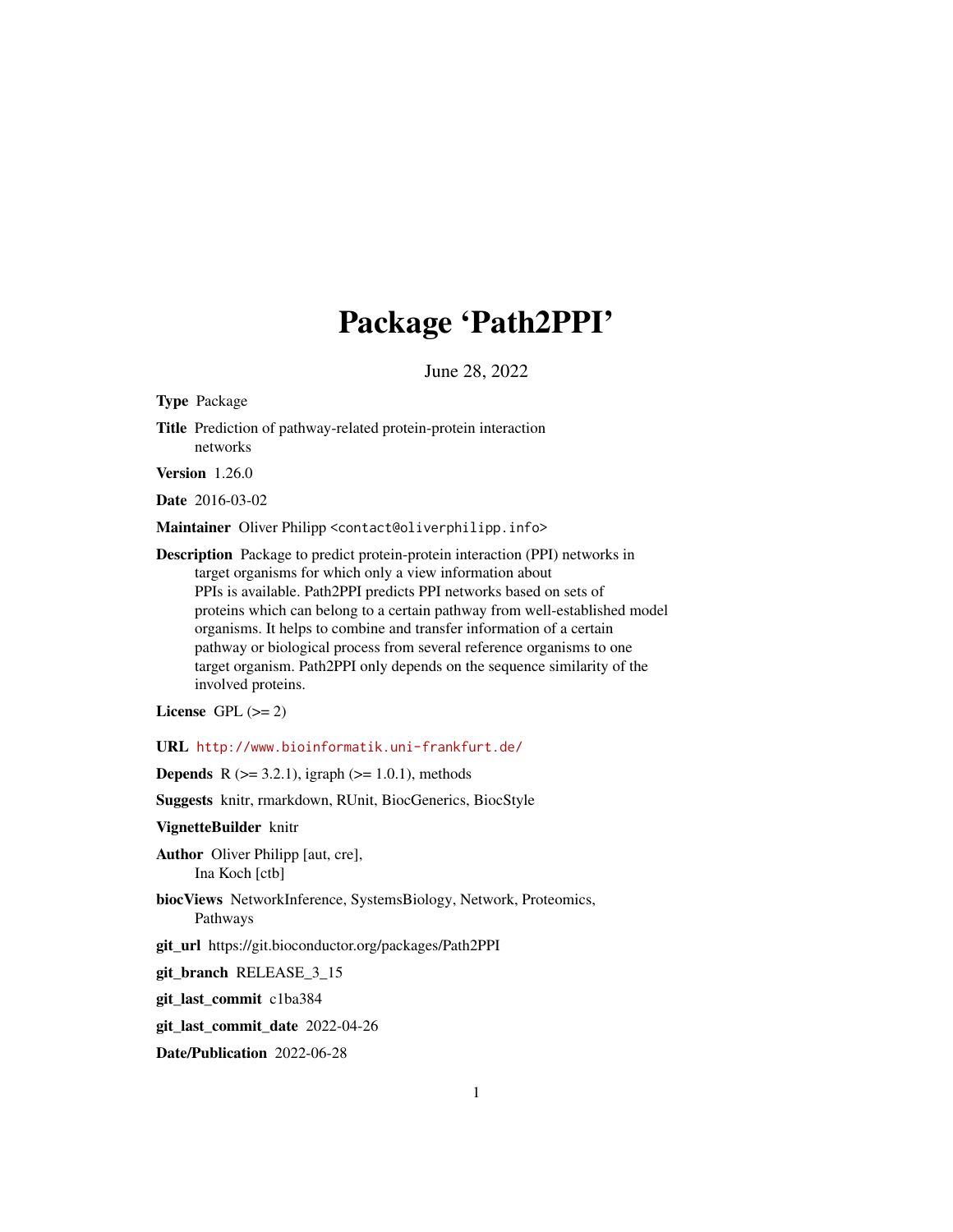# Package 'Path2PPI'

June 28, 2022

**Type** Package

**Title** Prediction of pathway-related protein-protein interaction networks

**Version** 1.26.0

**Date** 2016-03-02

**Maintainer** Oliver Philipp <contact@oliverphilipp.info>

**Description** Package to predict protein-protein interaction (PPI) networks in target organisms for which only a view information about PPIs is available. Path2PPI predicts PPI networks based on sets of proteins which can belong to a certain pathway from well-established model organisms. It helps to combine and transfer information of a certain pathway or biological process from several reference organisms to one target organism. Path2PPI only depends on the sequence similarity of the involved proteins.

**License** GPL (>= 2)

**URL** http://www.bioinformatik.uni-frankfurt.de/

**Depends** R (>= 3.2.1), igraph (>= 1.0.1), methods

**Suggests** knitr, rmarkdown, RUnit, BiocGenerics, BiocStyle

**VignetteBuilder** knitr

**Author** Oliver Philipp [aut, cre], Ina Koch [ctb]

**biocViews** NetworkInference, SystemsBiology, Network, Proteomics, Pathways

**git_url** https://git.bioconductor.org/packages/Path2PPI

**git_branch** RELEASE_3_15

**git_last_commit** c1ba384

**git_last_commit_date** 2022-04-26

**Date/Publication** 2022-06-28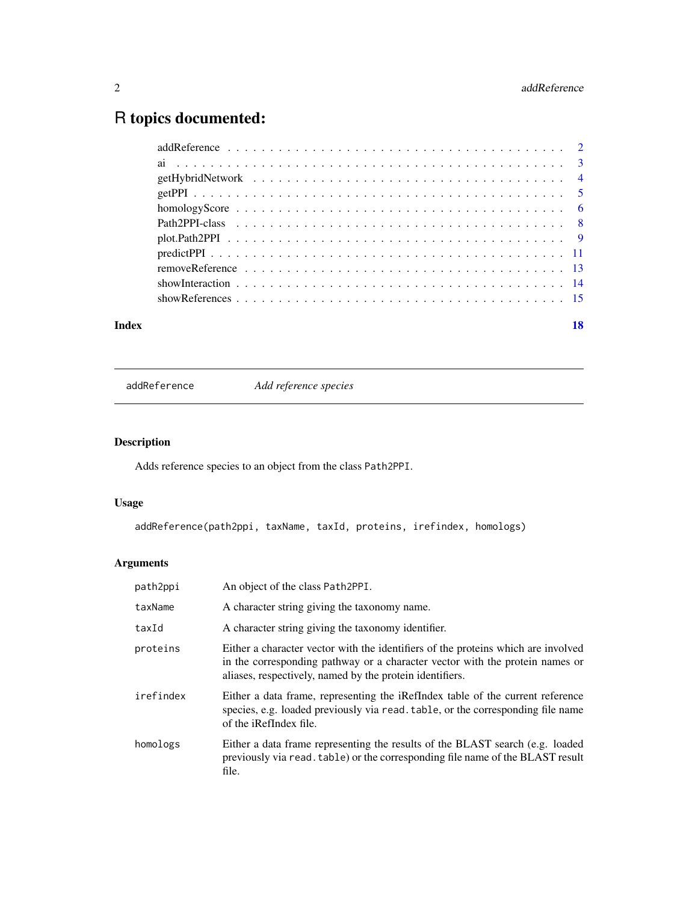# R topics documented:

| | |
|---|---|
| addReference | 2 |
| ai | 3 |
| getHybridNetwork | 4 |
| getPPI | 5 |
| homologyScore | 6 |
| Path2PPI-class | 8 |
| plot.Path2PPI | 9 |
| predictPPI | 11 |
| removeReference | 13 |
| showInteraction | 14 |
| showReferences | 15 |
| **Index** | **18** |

---

`addReference` *Add reference species*

---

## Description

Adds reference species to an object from the class `Path2PPI`.

## Usage

```
addReference(path2ppi, taxName, taxId, proteins, irefindex, homologs)
```

## Arguments

| | |
|---|---|
| `path2ppi` | An object of the class `Path2PPI`. |
| `taxName` | A character string giving the taxonomy name. |
| `taxId` | A character string giving the taxonomy identifier. |
| `proteins` | Either a character vector with the identifiers of the proteins which are involved in the corresponding pathway or a character vector with the protein names or aliases, respectively, named by the protein identifiers. |
| `irefindex` | Either a data frame, representing the iRefIndex table of the current reference species, e.g. loaded previously via `read.table`, or the corresponding file name of the iRefIndex file. |
| `homologs` | Either a data frame representing the results of the BLAST search (e.g. loaded previously via `read.table`) or the corresponding file name of the BLAST result file. |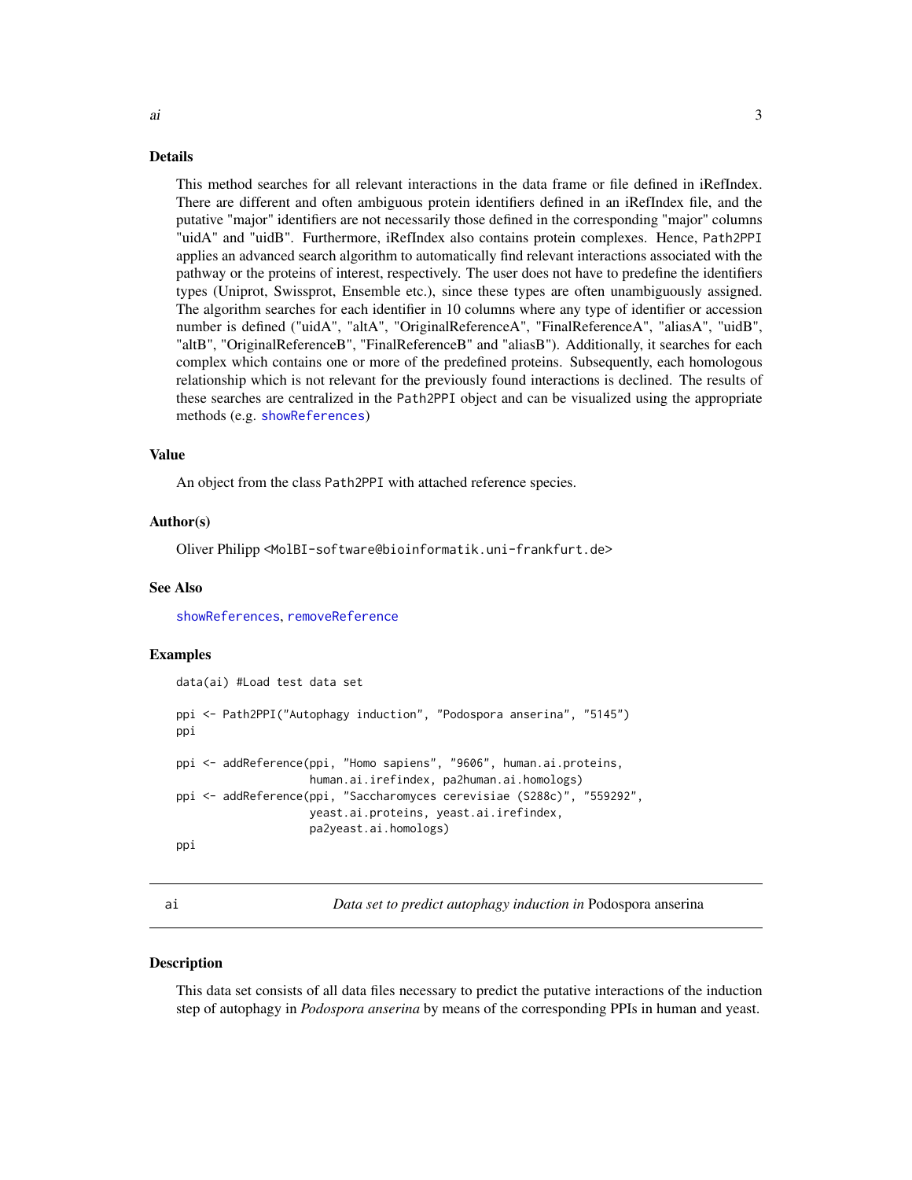### Details

This method searches for all relevant interactions in the data frame or file defined in iRefIndex. There are different and often ambiguous protein identifiers defined in an iRefIndex file, and the putative "major" identifiers are not necessarily those defined in the corresponding "major" columns "uidA" and "uidB". Furthermore, iRefIndex also contains protein complexes. Hence, `Path2PPI` applies an advanced search algorithm to automatically find relevant interactions associated with the pathway or the proteins of interest, respectively. The user does not have to predefine the identifiers types (Uniprot, Swissprot, Ensemble etc.), since these types are often unambiguously assigned. The algorithm searches for each identifier in 10 columns where any type of identifier or accession number is defined ("uidA", "altA", "OriginalReferenceA", "FinalReferenceA", "aliasA", "uidB", "altB", "OriginalReferenceB", "FinalReferenceB" and "aliasB"). Additionally, it searches for each complex which contains one or more of the predefined proteins. Subsequently, each homologous relationship which is not relevant for the previously found interactions is declined. The results of these searches are centralized in the `Path2PPI` object and can be visualized using the appropriate methods (e.g. `showReferences`)

### Value

An object from the class `Path2PPI` with attached reference species.

### Author(s)

Oliver Philipp <MolBI-software@bioinformatik.uni-frankfurt.de>

### See Also

`showReferences`, `removeReference`

### Examples

```
data(ai) #Load test data set

ppi <- Path2PPI("Autophagy induction", "Podospora anserina", "5145")
ppi

ppi <- addReference(ppi, "Homo sapiens", "9606", human.ai.proteins,
                    human.ai.irefindex, pa2human.ai.homologs)
ppi <- addReference(ppi, "Saccharomyces cerevisiae (S288c)", "559292",
                    yeast.ai.proteins, yeast.ai.irefindex,
                    pa2yeast.ai.homologs)
ppi
```

---

## ai — *Data set to predict autophagy induction in* Podospora anserina

### Description

This data set consists of all data files necessary to predict the putative interactions of the induction step of autophagy in *Podospora anserina* by means of the corresponding PPIs in human and yeast.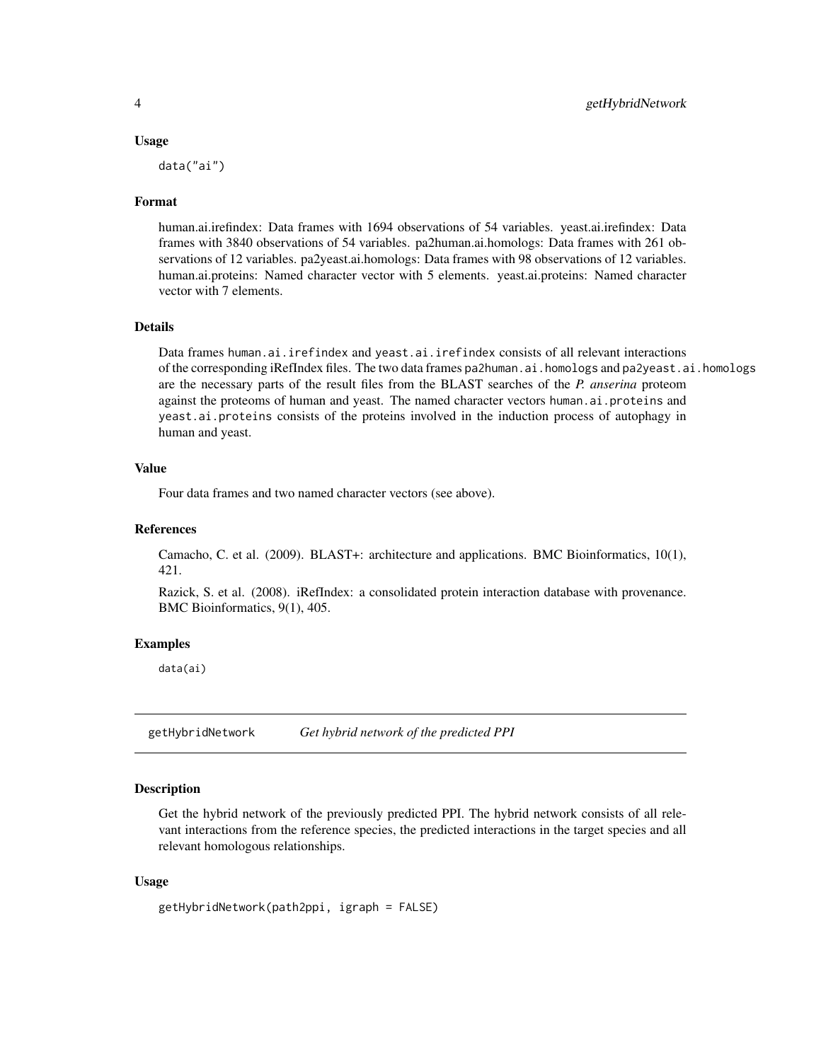### Usage

```
data("ai")
```

### Format

human.ai.irefindex: Data frames with 1694 observations of 54 variables. yeast.ai.irefindex: Data frames with 3840 observations of 54 variables. pa2human.ai.homologs: Data frames with 261 observations of 12 variables. pa2yeast.ai.homologs: Data frames with 98 observations of 12 variables. human.ai.proteins: Named character vector with 5 elements. yeast.ai.proteins: Named character vector with 7 elements.

### Details

Data frames `human.ai.irefindex` and `yeast.ai.irefindex` consists of all relevant interactions of the corresponding iRefIndex files. The two data frames `pa2human.ai.homologs` and `pa2yeast.ai.homologs` are the necessary parts of the result files from the BLAST searches of the *P. anserina* proteom against the proteoms of human and yeast. The named character vectors `human.ai.proteins` and `yeast.ai.proteins` consists of the proteins involved in the induction process of autophagy in human and yeast.

### Value

Four data frames and two named character vectors (see above).

### References

Camacho, C. et al. (2009). BLAST+: architecture and applications. BMC Bioinformatics, 10(1), 421.

Razick, S. et al. (2008). iRefIndex: a consolidated protein interaction database with provenance. BMC Bioinformatics, 9(1), 405.

### Examples

```
data(ai)
```

---

## getHybridNetwork — *Get hybrid network of the predicted PPI*

### Description

Get the hybrid network of the previously predicted PPI. The hybrid network consists of all relevant interactions from the reference species, the predicted interactions in the target species and all relevant homologous relationships.

### Usage

```
getHybridNetwork(path2ppi, igraph = FALSE)
```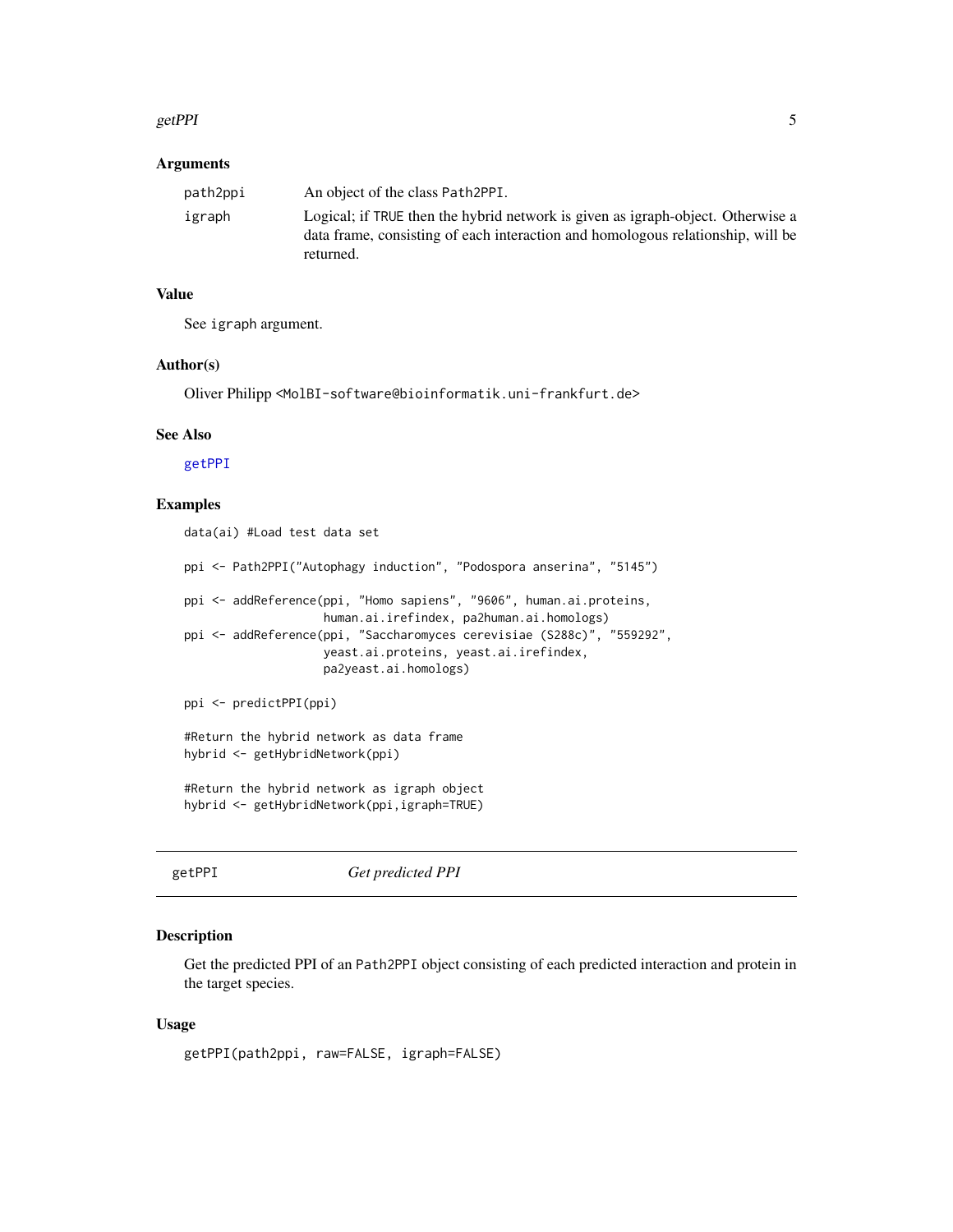### Arguments

| | |
|---|---|
| path2ppi | An object of the class Path2PPI. |
| igraph | Logical; if TRUE then the hybrid network is given as igraph-object. Otherwise a data frame, consisting of each interaction and homologous relationship, will be returned. |

### Value

See igraph argument.

### Author(s)

Oliver Philipp <MolBI-software@bioinformatik.uni-frankfurt.de>

### See Also

getPPI

### Examples

```
data(ai) #Load test data set

ppi <- Path2PPI("Autophagy induction", "Podospora anserina", "5145")

ppi <- addReference(ppi, "Homo sapiens", "9606", human.ai.proteins,
                    human.ai.irefindex, pa2human.ai.homologs)
ppi <- addReference(ppi, "Saccharomyces cerevisiae (S288c)", "559292",
                    yeast.ai.proteins, yeast.ai.irefindex,
                    pa2yeast.ai.homologs)

ppi <- predictPPI(ppi)

#Return the hybrid network as data frame
hybrid <- getHybridNetwork(ppi)

#Return the hybrid network as igraph object
hybrid <- getHybridNetwork(ppi,igraph=TRUE)
```

---

## getPPI *Get predicted PPI*

### Description

Get the predicted PPI of an Path2PPI object consisting of each predicted interaction and protein in the target species.

### Usage

```
getPPI(path2ppi, raw=FALSE, igraph=FALSE)
```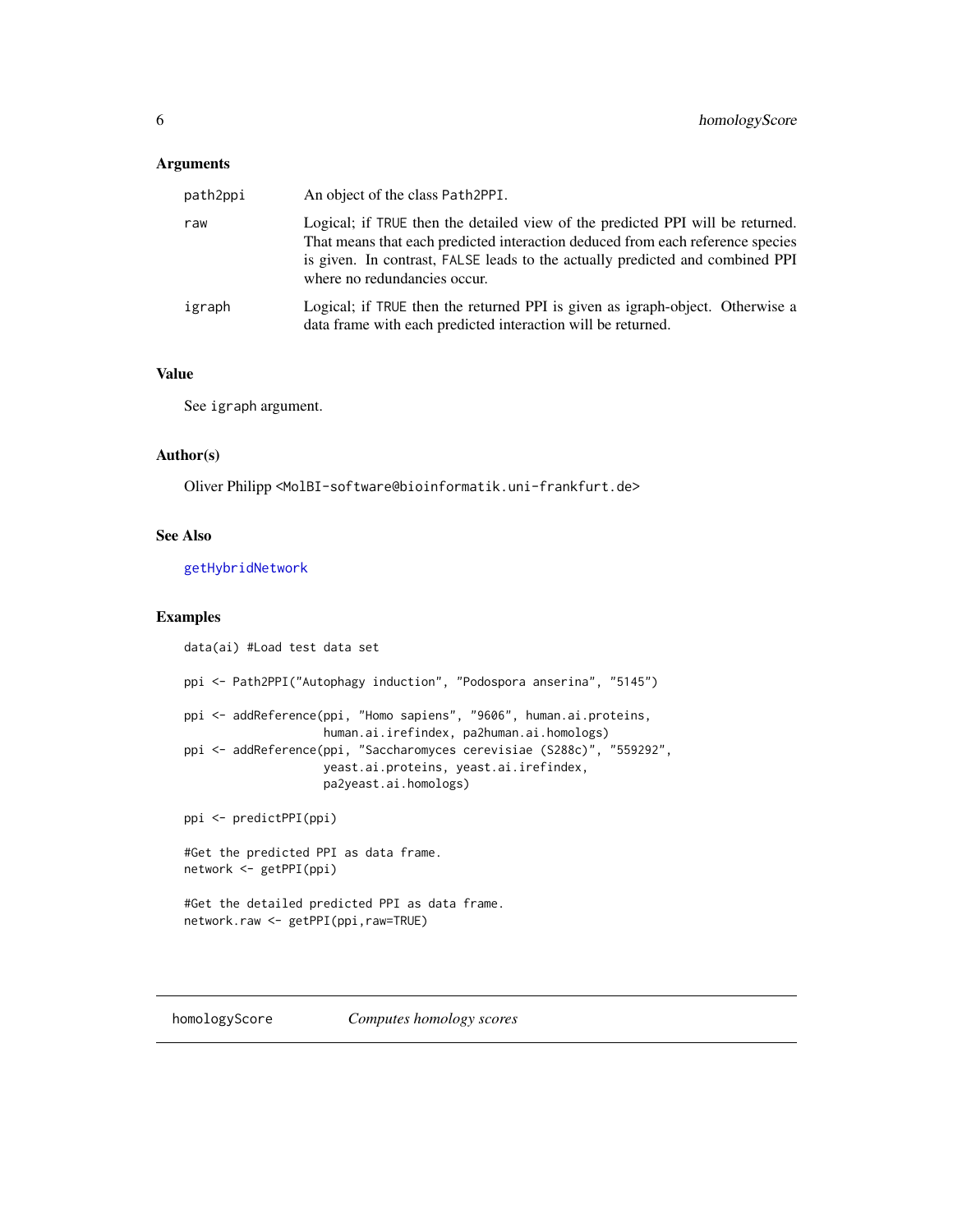### Arguments

| | |
|---|---|
| path2ppi | An object of the class Path2PPI. |
| raw | Logical; if TRUE then the detailed view of the predicted PPI will be returned. That means that each predicted interaction deduced from each reference species is given. In contrast, FALSE leads to the actually predicted and combined PPI where no redundancies occur. |
| igraph | Logical; if TRUE then the returned PPI is given as igraph-object. Otherwise a data frame with each predicted interaction will be returned. |

### Value

See igraph argument.

### Author(s)

Oliver Philipp <MolBI-software@bioinformatik.uni-frankfurt.de>

### See Also

getHybridNetwork

### Examples

```
data(ai) #Load test data set

ppi <- Path2PPI("Autophagy induction", "Podospora anserina", "5145")

ppi <- addReference(ppi, "Homo sapiens", "9606", human.ai.proteins,
                    human.ai.irefindex, pa2human.ai.homologs)
ppi <- addReference(ppi, "Saccharomyces cerevisiae (S288c)", "559292",
                    yeast.ai.proteins, yeast.ai.irefindex,
                    pa2yeast.ai.homologs)

ppi <- predictPPI(ppi)

#Get the predicted PPI as data frame.
network <- getPPI(ppi)

#Get the detailed predicted PPI as data frame.
network.raw <- getPPI(ppi,raw=TRUE)
```

## homologyScore    *Computes homology scores*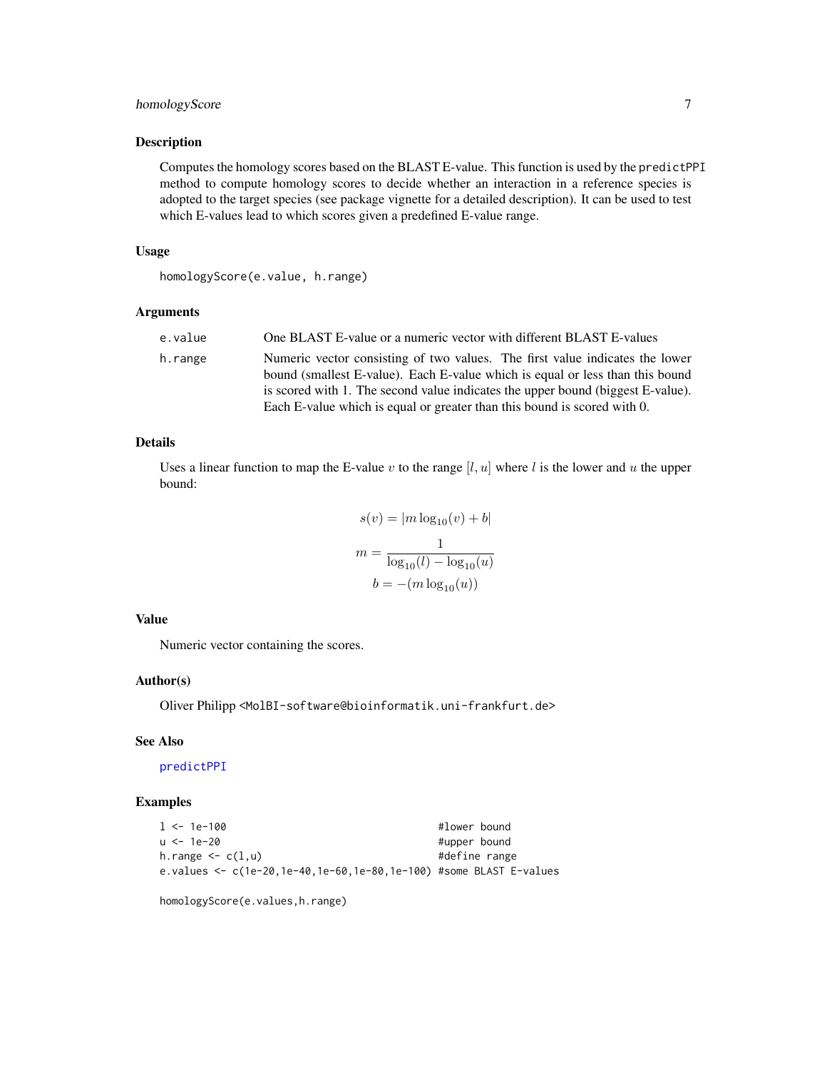## Description

Computes the homology scores based on the BLAST E-value. This function is used by the `predictPPI` method to compute homology scores to decide whether an interaction in a reference species is adopted to the target species (see package vignette for a detailed description). It can be used to test which E-values lead to which scores given a predefined E-value range.

## Usage

```
homologyScore(e.value, h.range)
```

## Arguments

| | |
|---|---|
| `e.value` | One BLAST E-value or a numeric vector with different BLAST E-values |
| `h.range` | Numeric vector consisting of two values. The first value indicates the lower bound (smallest E-value). Each E-value which is equal or less than this bound is scored with 1. The second value indicates the upper bound (biggest E-value). Each E-value which is equal or greater than this bound is scored with 0. |

## Details

Uses a linear function to map the E-value $v$ to the range $[l, u]$ where $l$ is the lower and $u$ the upper bound:

$$s(v) = |m \log_{10}(v) + b|$$

$$m = \frac{1}{\log_{10}(l) - \log_{10}(u)}$$

$$b = -(m \log_{10}(u))$$

## Value

Numeric vector containing the scores.

## Author(s)

Oliver Philipp <MolBI-software@bioinformatik.uni-frankfurt.de>

## See Also

`predictPPI`

## Examples

```
l <- 1e-100                                     #lower bound
u <- 1e-20                                      #upper bound
h.range <- c(l,u)                               #define range
e.values <- c(1e-20,1e-40,1e-60,1e-80,1e-100) #some BLAST E-values

homologyScore(e.values,h.range)
```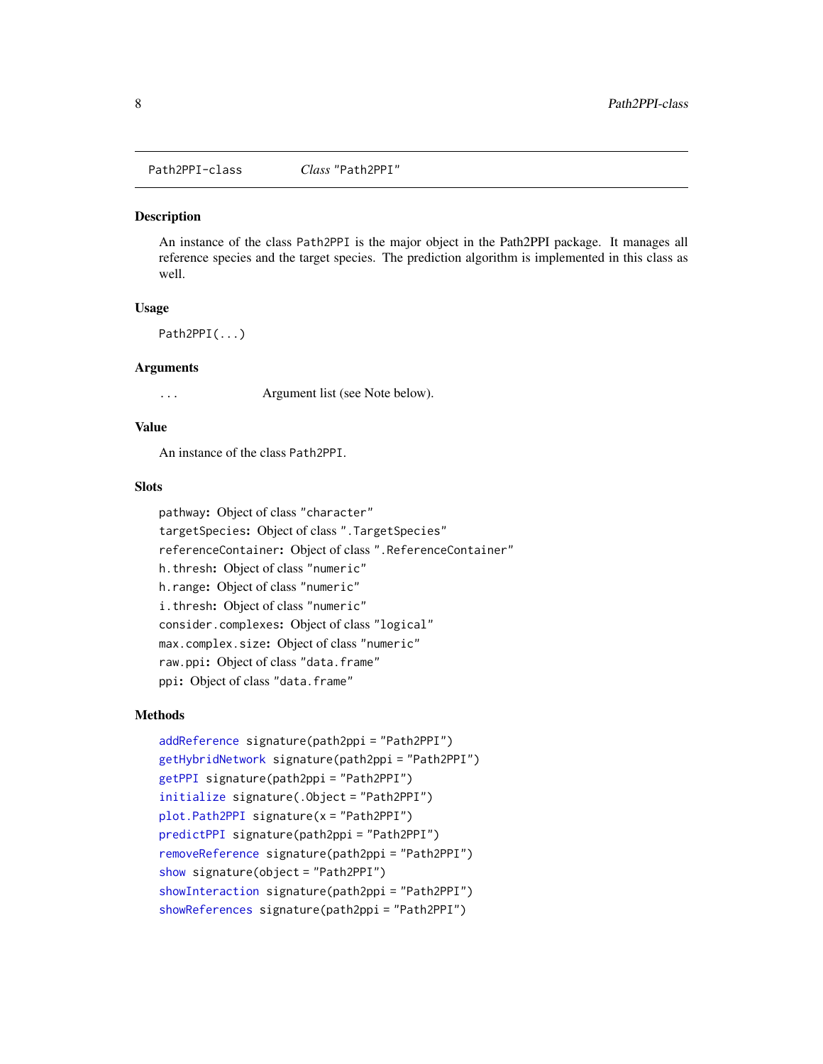Path2PPI-class *Class* "Path2PPI"

## Description

An instance of the class Path2PPI is the major object in the Path2PPI package. It manages all reference species and the target species. The prediction algorithm is implemented in this class as well.

## Usage

```
Path2PPI(...)
```

## Arguments

... Argument list (see Note below).

## Value

An instance of the class Path2PPI.

## Slots

- `pathway`: Object of class "character"
- `targetSpecies`: Object of class ".TargetSpecies"
- `referenceContainer`: Object of class ".ReferenceContainer"
- `h.thresh`: Object of class "numeric"
- `h.range`: Object of class "numeric"
- `i.thresh`: Object of class "numeric"
- `consider.complexes`: Object of class "logical"
- `max.complex.size`: Object of class "numeric"
- `raw.ppi`: Object of class "data.frame"
- `ppi`: Object of class "data.frame"

## Methods

- addReference signature(path2ppi = "Path2PPI")
- getHybridNetwork signature(path2ppi = "Path2PPI")
- getPPI signature(path2ppi = "Path2PPI")
- initialize signature(.Object = "Path2PPI")
- plot.Path2PPI signature(x = "Path2PPI")
- predictPPI signature(path2ppi = "Path2PPI")
- removeReference signature(path2ppi = "Path2PPI")
- show signature(object = "Path2PPI")
- showInteraction signature(path2ppi = "Path2PPI")
- showReferences signature(path2ppi = "Path2PPI")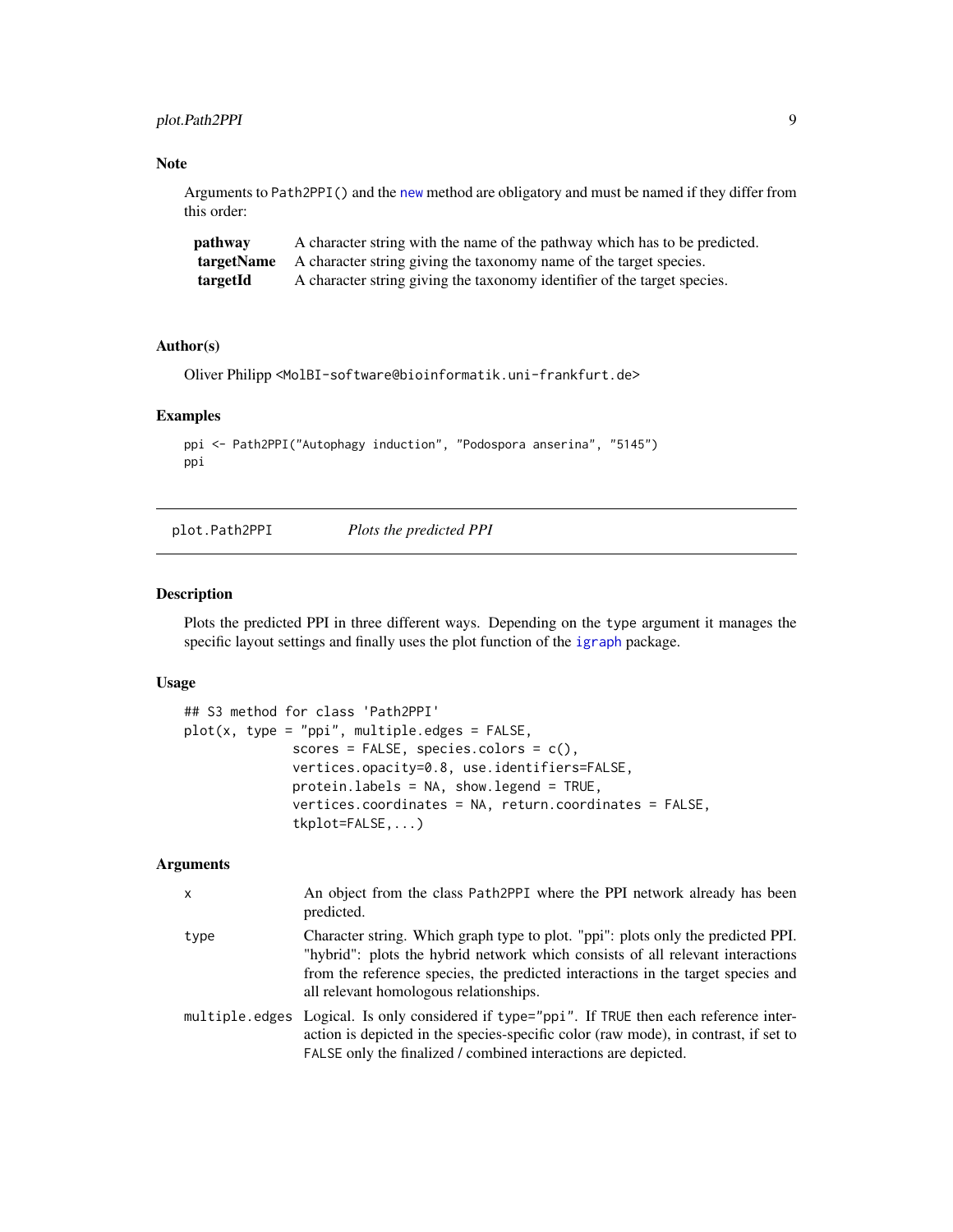## Note

Arguments to `Path2PPI()` and the `new` method are obligatory and must be named if they differ from this order:

| | |
|---|---|
| **pathway** | A character string with the name of the pathway which has to be predicted. |
| **targetName** | A character string giving the taxonomy name of the target species. |
| **targetId** | A character string giving the taxonomy identifier of the target species. |

## Author(s)

Oliver Philipp <MolBI-software@bioinformatik.uni-frankfurt.de>

## Examples

```
ppi <- Path2PPI("Autophagy induction", "Podospora anserina", "5145")
ppi
```

---

# plot.Path2PPI — *Plots the predicted PPI*

---

## Description

Plots the predicted PPI in three different ways. Depending on the `type` argument it manages the specific layout settings and finally uses the plot function of the `igraph` package.

## Usage

```
## S3 method for class 'Path2PPI'
plot(x, type = "ppi", multiple.edges = FALSE,
             scores = FALSE, species.colors = c(),
             vertices.opacity=0.8, use.identifiers=FALSE,
             protein.labels = NA, show.legend = TRUE,
             vertices.coordinates = NA, return.coordinates = FALSE,
             tkplot=FALSE,...)
```

## Arguments

| | |
|---|---|
| `x` | An object from the class `Path2PPI` where the PPI network already has been predicted. |
| `type` | Character string. Which graph type to plot. "ppi": plots only the predicted PPI. "hybrid": plots the hybrid network which consists of all relevant interactions from the reference species, the predicted interactions in the target species and all relevant homologous relationships. |
| `multiple.edges` | Logical. Is only considered if `type="ppi"`. If `TRUE` then each reference interaction is depicted in the species-specific color (raw mode), in contrast, if set to `FALSE` only the finalized / combined interactions are depicted. |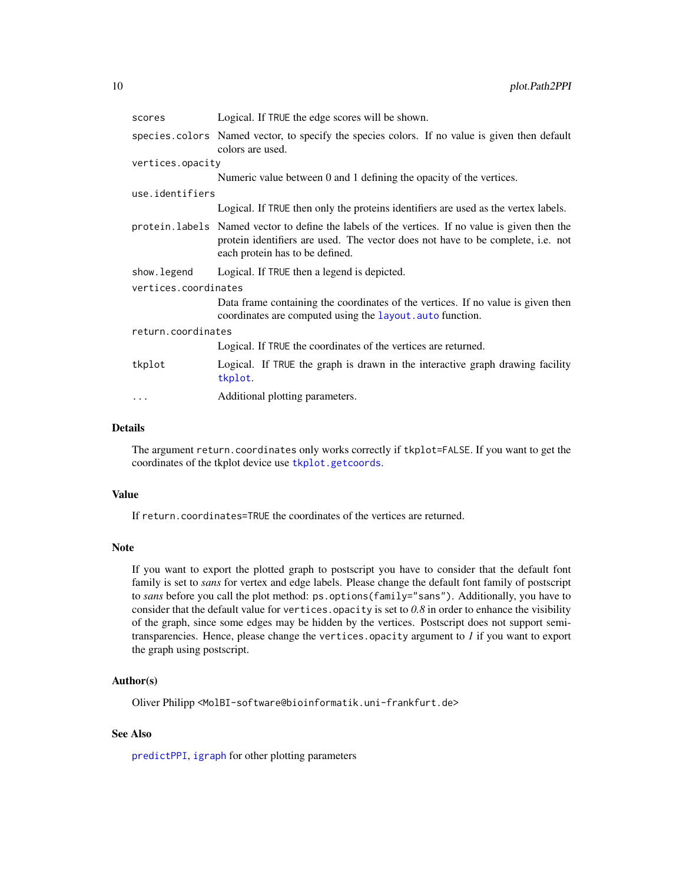| | |
|---|---|
| `scores` | Logical. If `TRUE` the edge scores will be shown. |
| `species.colors` | Named vector, to specify the species colors. If no value is given then default colors are used. |
| `vertices.opacity` | Numeric value between 0 and 1 defining the opacity of the vertices. |
| `use.identifiers` | Logical. If `TRUE` then only the proteins identifiers are used as the vertex labels. |
| `protein.labels` | Named vector to define the labels of the vertices. If no value is given then the protein identifiers are used. The vector does not have to be complete, i.e. not each protein has to be defined. |
| `show.legend` | Logical. If `TRUE` then a legend is depicted. |
| `vertices.coordinates` | Data frame containing the coordinates of the vertices. If no value is given then coordinates are computed using the `layout.auto` function. |
| `return.coordinates` | Logical. If `TRUE` the coordinates of the vertices are returned. |
| `tkplot` | Logical. If `TRUE` the graph is drawn in the interactive graph drawing facility `tkplot`. |
| `...` | Additional plotting parameters. |

### Details

The argument `return.coordinates` only works correctly if `tkplot=FALSE`. If you want to get the coordinates of the tkplot device use `tkplot.getcoords`.

### Value

If `return.coordinates=TRUE` the coordinates of the vertices are returned.

### Note

If you want to export the plotted graph to postscript you have to consider that the default font family is set to *sans* for vertex and edge labels. Please change the default font family of postscript to *sans* before you call the plot method: `ps.options(family="sans")`. Additionally, you have to consider that the default value for `vertices.opacity` is set to *0.8* in order to enhance the visibility of the graph, since some edges may be hidden by the vertices. Postscript does not support semi-transparencies. Hence, please change the `vertices.opacity` argument to *1* if you want to export the graph using postscript.

### Author(s)

Oliver Philipp <MolBI-software@bioinformatik.uni-frankfurt.de>

### See Also

`predictPPI`, `igraph` for other plotting parameters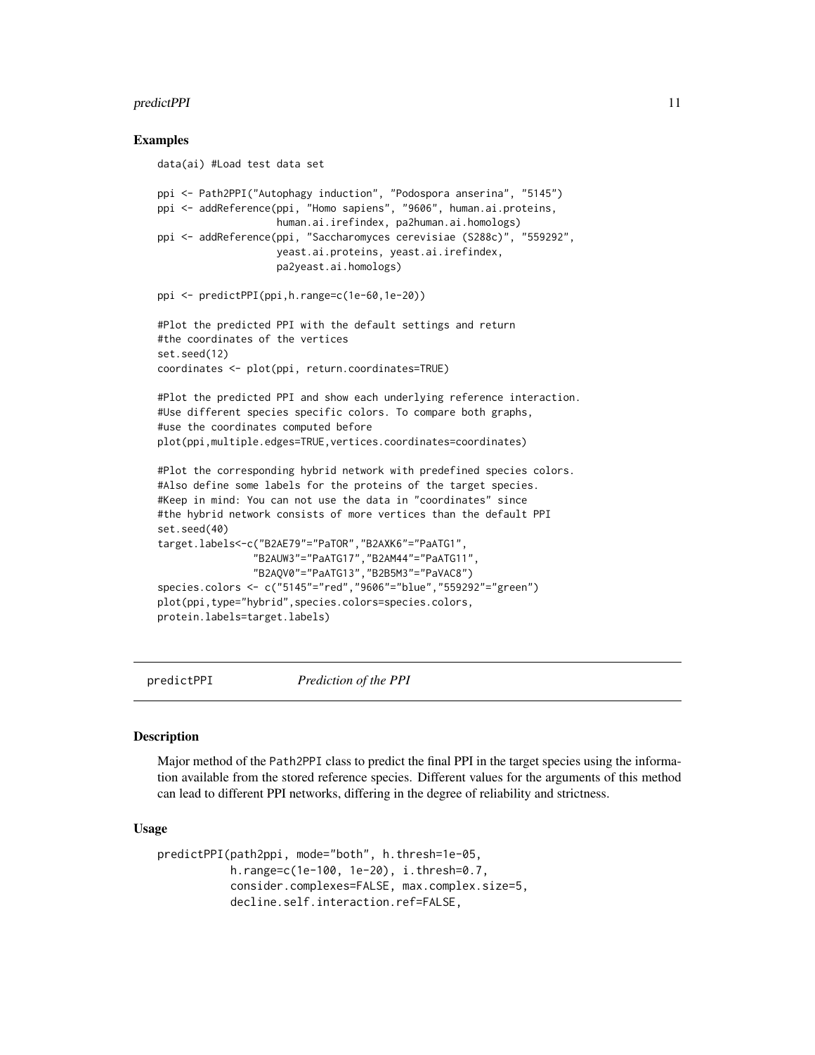## Examples

```
data(ai) #Load test data set

ppi <- Path2PPI("Autophagy induction", "Podospora anserina", "5145")
ppi <- addReference(ppi, "Homo sapiens", "9606", human.ai.proteins,
                    human.ai.irefindex, pa2human.ai.homologs)
ppi <- addReference(ppi, "Saccharomyces cerevisiae (S288c)", "559292",
                    yeast.ai.proteins, yeast.ai.irefindex,
                    pa2yeast.ai.homologs)

ppi <- predictPPI(ppi,h.range=c(1e-60,1e-20))

#Plot the predicted PPI with the default settings and return
#the coordinates of the vertices
set.seed(12)
coordinates <- plot(ppi, return.coordinates=TRUE)

#Plot the predicted PPI and show each underlying reference interaction.
#Use different species specific colors. To compare both graphs,
#use the coordinates computed before
plot(ppi,multiple.edges=TRUE,vertices.coordinates=coordinates)

#Plot the corresponding hybrid network with predefined species colors.
#Also define some labels for the proteins of the target species.
#Keep in mind: You can not use the data in "coordinates" since
#the hybrid network consists of more vertices than the default PPI
set.seed(40)
target.labels<-c("B2AE79"="PaTOR","B2AXK6"="PaATG1",
                "B2AUW3"="PaATG17","B2AM44"="PaATG11",
                "B2AQV0"="PaATG13","B2B5M3"="PaVAC8")
species.colors <- c("5145"="red","9606"="blue","559292"="green")
plot(ppi,type="hybrid",species.colors=species.colors,
protein.labels=target.labels)
```

---

# predictPPI — *Prediction of the PPI*

## Description

Major method of the Path2PPI class to predict the final PPI in the target species using the information available from the stored reference species. Different values for the arguments of this method can lead to different PPI networks, differing in the degree of reliability and strictness.

## Usage

```
predictPPI(path2ppi, mode="both", h.thresh=1e-05,
           h.range=c(1e-100, 1e-20), i.thresh=0.7,
           consider.complexes=FALSE, max.complex.size=5,
           decline.self.interaction.ref=FALSE,
```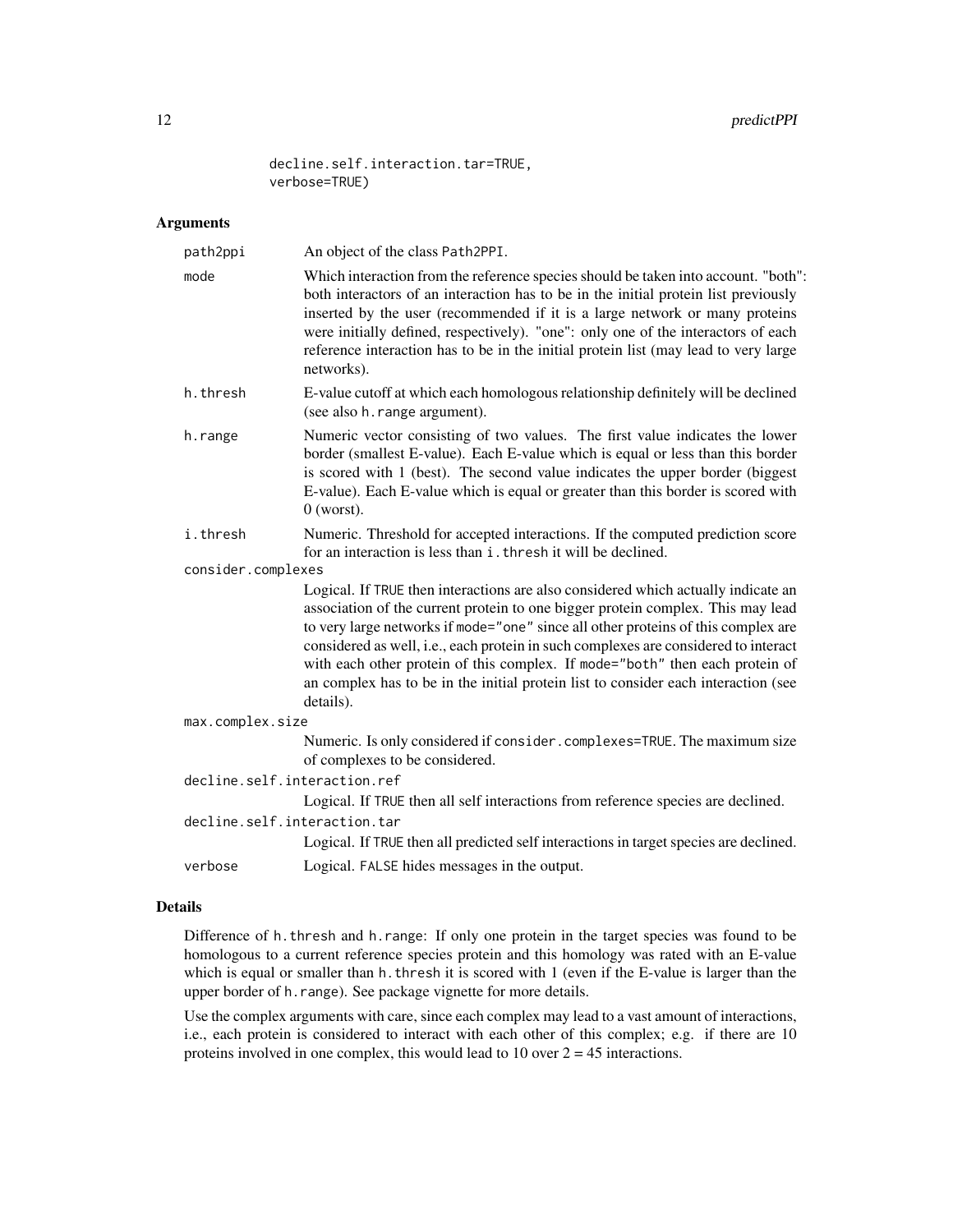```
        decline.self.interaction.tar=TRUE,
        verbose=TRUE)
```

## Arguments

- `path2ppi` An object of the class `Path2PPI`.
- `mode` Which interaction from the reference species should be taken into account. "both": both interactors of an interaction has to be in the initial protein list previously inserted by the user (recommended if it is a large network or many proteins were initially defined, respectively). "one": only one of the interactors of each reference interaction has to be in the initial protein list (may lead to very large networks).
- `h.thresh` E-value cutoff at which each homologous relationship definitely will be declined (see also `h.range` argument).
- `h.range` Numeric vector consisting of two values. The first value indicates the lower border (smallest E-value). Each E-value which is equal or less than this border is scored with 1 (best). The second value indicates the upper border (biggest E-value). Each E-value which is equal or greater than this border is scored with 0 (worst).
- `i.thresh` Numeric. Threshold for accepted interactions. If the computed prediction score for an interaction is less than `i.thresh` it will be declined.
- `consider.complexes` Logical. If `TRUE` then interactions are also considered which actually indicate an association of the current protein to one bigger protein complex. This may lead to very large networks if `mode="one"` since all other proteins of this complex are considered as well, i.e., each protein in such complexes are considered to interact with each other protein of this complex. If `mode="both"` then each protein of an complex has to be in the initial protein list to consider each interaction (see details).
- `max.complex.size` Numeric. Is only considered if `consider.complexes=TRUE`. The maximum size of complexes to be considered.
- `decline.self.interaction.ref` Logical. If `TRUE` then all self interactions from reference species are declined.
- `decline.self.interaction.tar` Logical. If `TRUE` then all predicted self interactions in target species are declined.
- `verbose` Logical. `FALSE` hides messages in the output.

## Details

Difference of `h.thresh` and `h.range`: If only one protein in the target species was found to be homologous to a current reference species protein and this homology was rated with an E-value which is equal or smaller than `h.thresh` it is scored with 1 (even if the E-value is larger than the upper border of `h.range`). See package vignette for more details.

Use the complex arguments with care, since each complex may lead to a vast amount of interactions, i.e., each protein is considered to interact with each other of this complex; e.g. if there are 10 proteins involved in one complex, this would lead to 10 over 2 = 45 interactions.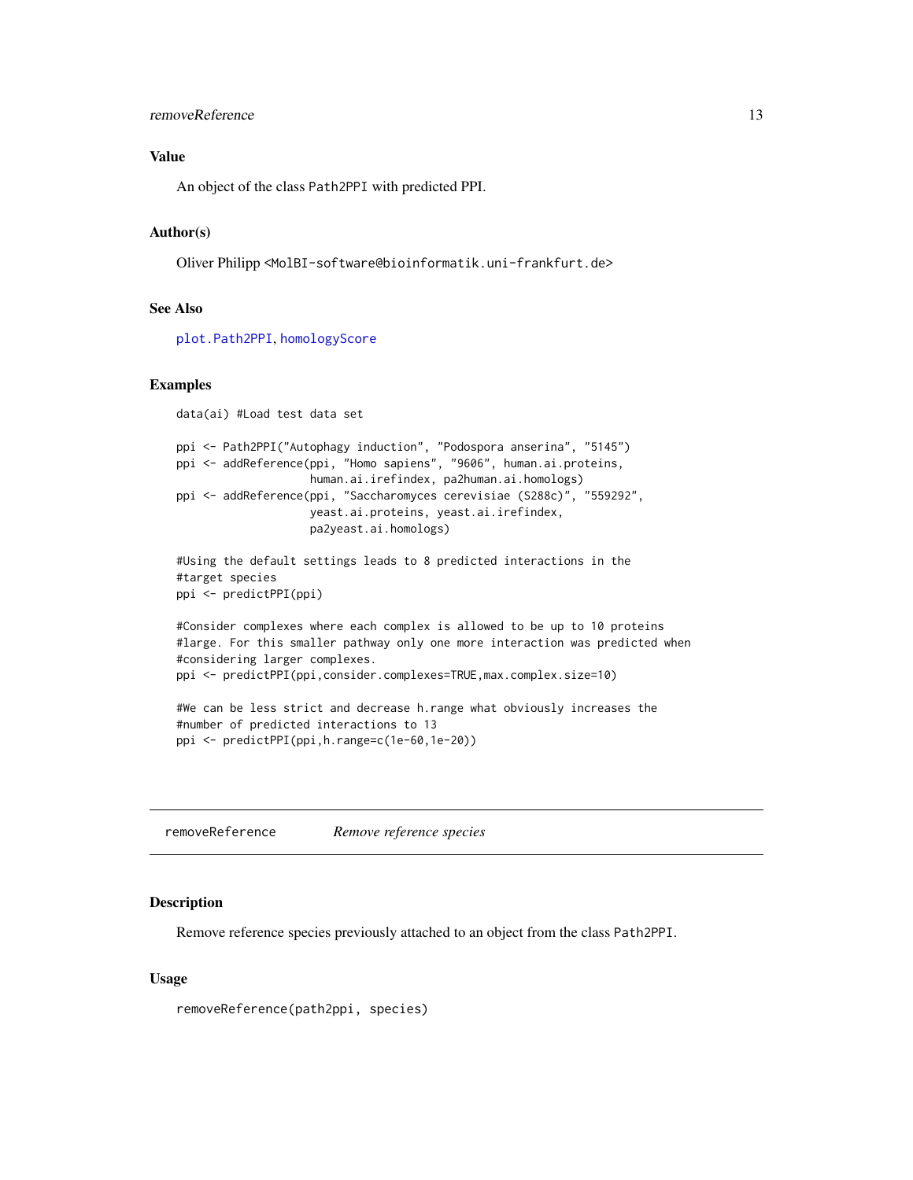### Value

An object of the class Path2PPI with predicted PPI.

### Author(s)

Oliver Philipp <MolBI-software@bioinformatik.uni-frankfurt.de>

### See Also

plot.Path2PPI, homologyScore

### Examples

```
data(ai) #Load test data set

ppi <- Path2PPI("Autophagy induction", "Podospora anserina", "5145")
ppi <- addReference(ppi, "Homo sapiens", "9606", human.ai.proteins,
                    human.ai.irefindex, pa2human.ai.homologs)
ppi <- addReference(ppi, "Saccharomyces cerevisiae (S288c)", "559292",
                    yeast.ai.proteins, yeast.ai.irefindex,
                    pa2yeast.ai.homologs)

#Using the default settings leads to 8 predicted interactions in the
#target species
ppi <- predictPPI(ppi)

#Consider complexes where each complex is allowed to be up to 10 proteins
#large. For this smaller pathway only one more interaction was predicted when
#considering larger complexes.
ppi <- predictPPI(ppi,consider.complexes=TRUE,max.complex.size=10)

#We can be less strict and decrease h.range what obviously increases the
#number of predicted interactions to 13
ppi <- predictPPI(ppi,h.range=c(1e-60,1e-20))
```

---

## removeReference *Remove reference species*

### Description

Remove reference species previously attached to an object from the class Path2PPI.

### Usage

```
removeReference(path2ppi, species)
```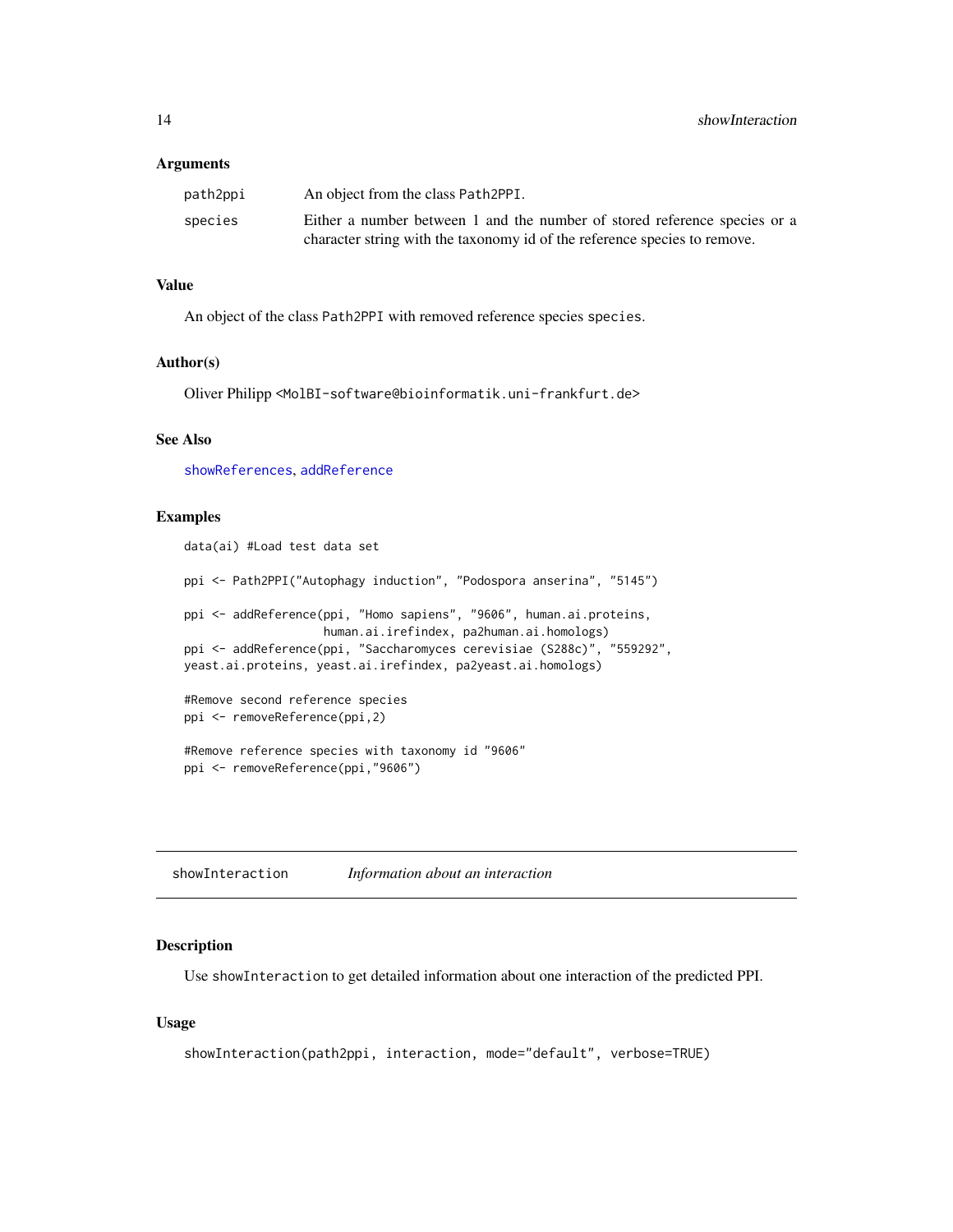### Arguments

| | |
|---|---|
| path2ppi | An object from the class Path2PPI. |
| species | Either a number between 1 and the number of stored reference species or a character string with the taxonomy id of the reference species to remove. |

### Value

An object of the class Path2PPI with removed reference species species.

### Author(s)

Oliver Philipp <MolBI-software@bioinformatik.uni-frankfurt.de>

### See Also

showReferences, addReference

### Examples

```
data(ai) #Load test data set

ppi <- Path2PPI("Autophagy induction", "Podospora anserina", "5145")

ppi <- addReference(ppi, "Homo sapiens", "9606", human.ai.proteins,
                    human.ai.irefindex, pa2human.ai.homologs)
ppi <- addReference(ppi, "Saccharomyces cerevisiae (S288c)", "559292",
yeast.ai.proteins, yeast.ai.irefindex, pa2yeast.ai.homologs)

#Remove second reference species
ppi <- removeReference(ppi,2)

#Remove reference species with taxonomy id "9606"
ppi <- removeReference(ppi,"9606")
```

---

## showInteraction — *Information about an interaction*

---

### Description

Use showInteraction to get detailed information about one interaction of the predicted PPI.

### Usage

```
showInteraction(path2ppi, interaction, mode="default", verbose=TRUE)
```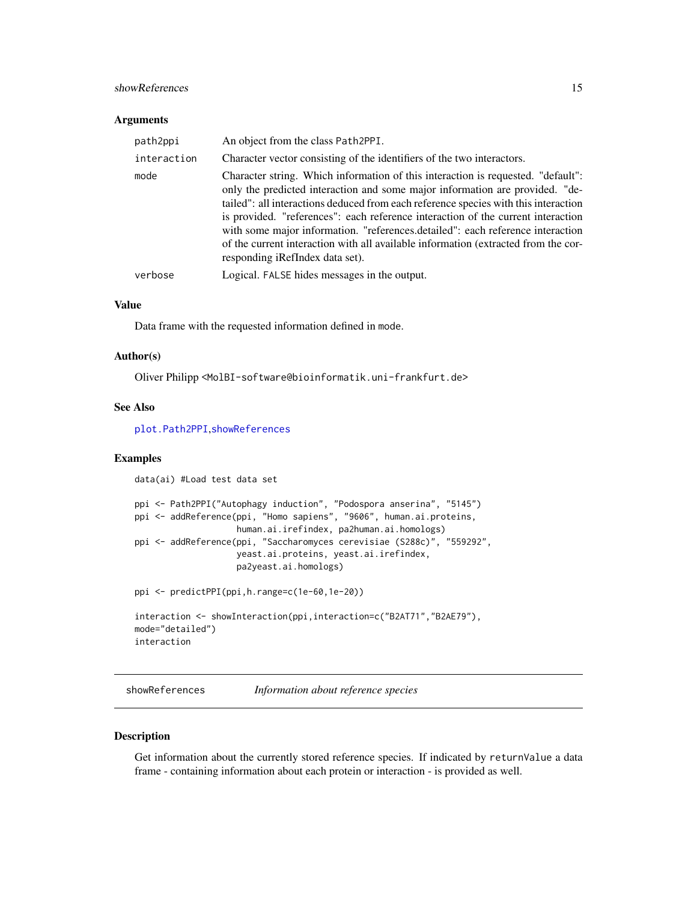### Arguments

| | |
|---|---|
| path2ppi | An object from the class Path2PPI. |
| interaction | Character vector consisting of the identifiers of the two interactors. |
| mode | Character string. Which information of this interaction is requested. "default": only the predicted interaction and some major information are provided. "detailed": all interactions deduced from each reference species with this interaction is provided. "references": each reference interaction of the current interaction with some major information. "references.detailed": each reference interaction of the current interaction with all available information (extracted from the corresponding iRefIndex data set). |
| verbose | Logical. FALSE hides messages in the output. |

### Value

Data frame with the requested information defined in mode.

### Author(s)

Oliver Philipp <MolBI-software@bioinformatik.uni-frankfurt.de>

### See Also

plot.Path2PPI, showReferences

### Examples

```
data(ai) #Load test data set

ppi <- Path2PPI("Autophagy induction", "Podospora anserina", "5145")
ppi <- addReference(ppi, "Homo sapiens", "9606", human.ai.proteins,
                    human.ai.irefindex, pa2human.ai.homologs)
ppi <- addReference(ppi, "Saccharomyces cerevisiae (S288c)", "559292",
                    yeast.ai.proteins, yeast.ai.irefindex,
                    pa2yeast.ai.homologs)

ppi <- predictPPI(ppi,h.range=c(1e-60,1e-20))

interaction <- showInteraction(ppi,interaction=c("B2AT71","B2AE79"),
mode="detailed")
interaction
```

---

## showReferences — *Information about reference species*

### Description

Get information about the currently stored reference species. If indicated by returnValue a data frame - containing information about each protein or interaction - is provided as well.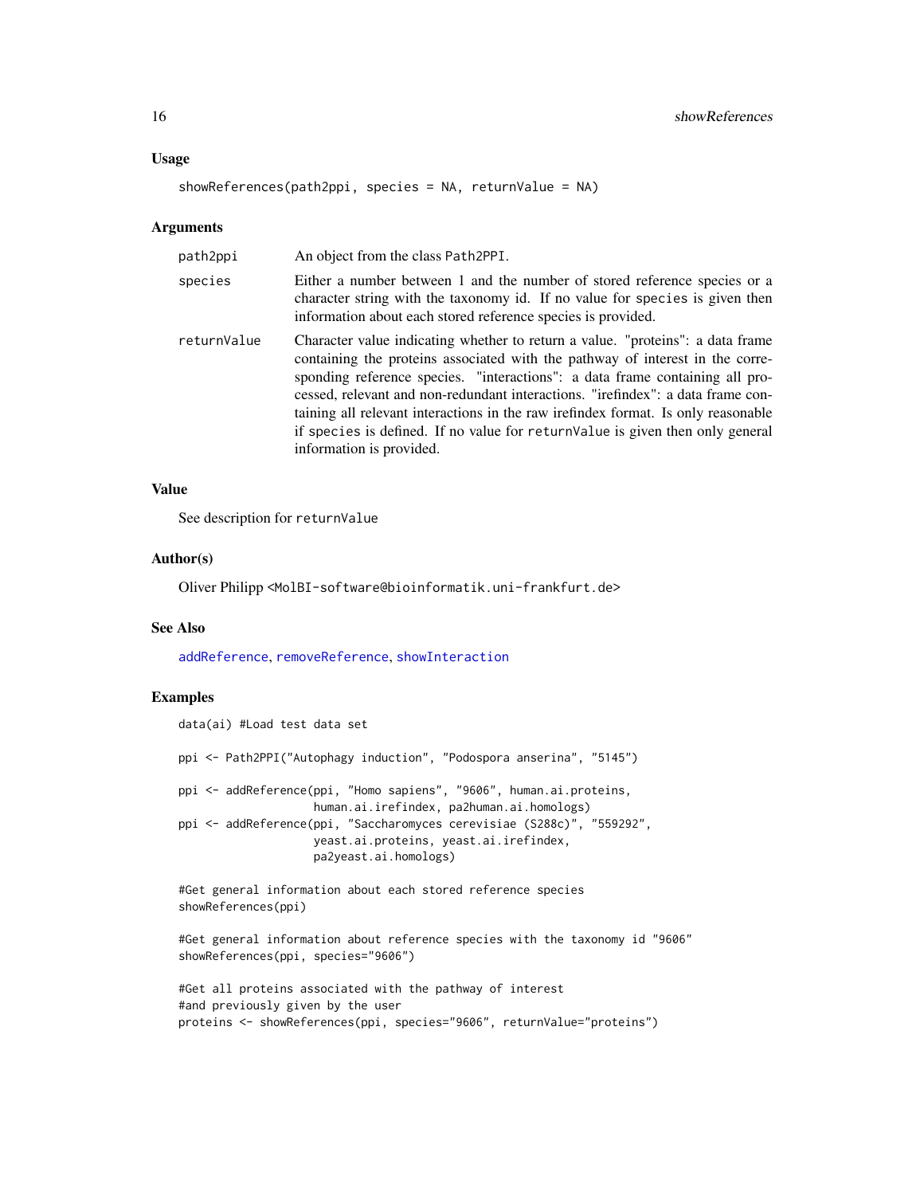### Usage

```
showReferences(path2ppi, species = NA, returnValue = NA)
```

### Arguments

| | |
|---|---|
| path2ppi | An object from the class Path2PPI. |
| species | Either a number between 1 and the number of stored reference species or a character string with the taxonomy id. If no value for species is given then information about each stored reference species is provided. |
| returnValue | Character value indicating whether to return a value. "proteins": a data frame containing the proteins associated with the pathway of interest in the corresponding reference species. "interactions": a data frame containing all processed, relevant and non-redundant interactions. "irefindex": a data frame containing all relevant interactions in the raw irefindex format. Is only reasonable if species is defined. If no value for returnValue is given then only general information is provided. |

### Value

See description for returnValue

### Author(s)

Oliver Philipp <MolBI-software@bioinformatik.uni-frankfurt.de>

### See Also

addReference, removeReference, showInteraction

### Examples

```
data(ai) #Load test data set

ppi <- Path2PPI("Autophagy induction", "Podospora anserina", "5145")

ppi <- addReference(ppi, "Homo sapiens", "9606", human.ai.proteins,
                    human.ai.irefindex, pa2human.ai.homologs)
ppi <- addReference(ppi, "Saccharomyces cerevisiae (S288c)", "559292",
                    yeast.ai.proteins, yeast.ai.irefindex,
                    pa2yeast.ai.homologs)

#Get general information about each stored reference species
showReferences(ppi)

#Get general information about reference species with the taxonomy id "9606"
showReferences(ppi, species="9606")

#Get all proteins associated with the pathway of interest
#and previously given by the user
proteins <- showReferences(ppi, species="9606", returnValue="proteins")
```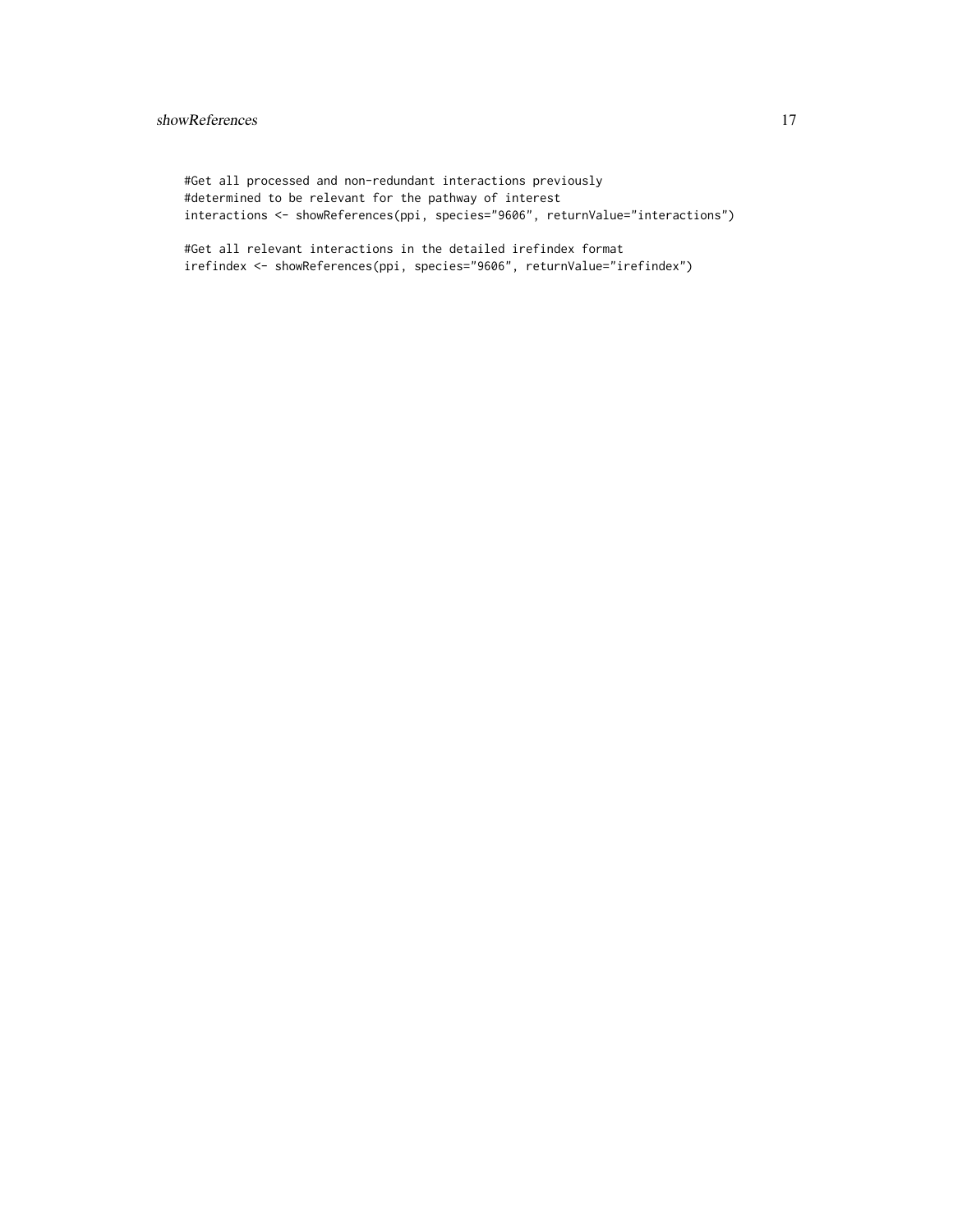```
#Get all processed and non-redundant interactions previously
#determined to be relevant for the pathway of interest
interactions <- showReferences(ppi, species="9606", returnValue="interactions")

#Get all relevant interactions in the detailed irefindex format
irefindex <- showReferences(ppi, species="9606", returnValue="irefindex")
```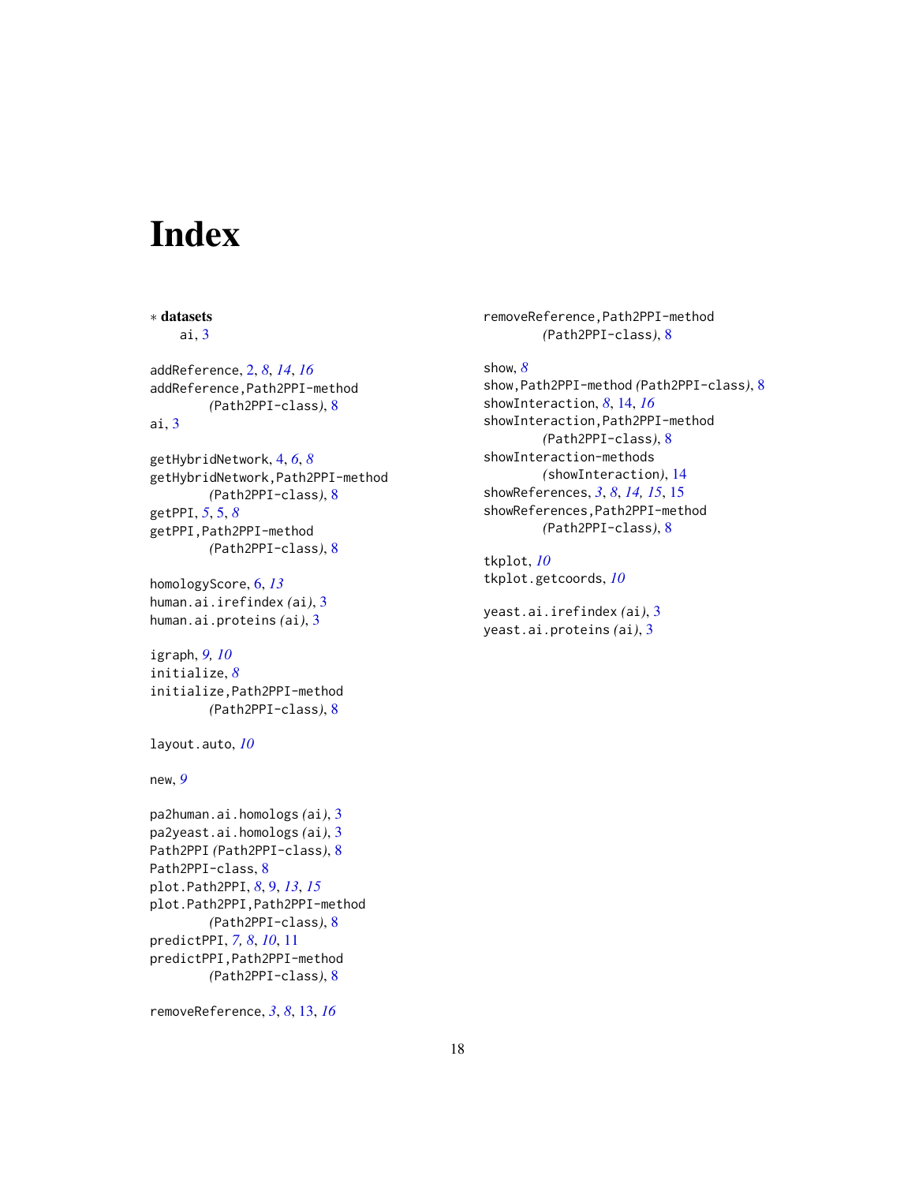# Index

∗ **datasets**
ai, 3

addReference, 2, *8*, *14*, *16*
addReference,Path2PPI-method
(Path2PPI-class), 8
ai, 3

getHybridNetwork, 4, *6*, *8*
getHybridNetwork,Path2PPI-method
(Path2PPI-class), 8
getPPI, *5*, 5, *8*
getPPI,Path2PPI-method
(Path2PPI-class), 8

homologyScore, 6, *13*
human.ai.irefindex (ai), 3
human.ai.proteins (ai), 3

igraph, *9, 10*
initialize, *8*
initialize,Path2PPI-method
(Path2PPI-class), 8

layout.auto, *10*

new, *9*

pa2human.ai.homologs (ai), 3
pa2yeast.ai.homologs (ai), 3
Path2PPI (Path2PPI-class), 8
Path2PPI-class, 8
plot.Path2PPI, *8*, 9, *13*, *15*
plot.Path2PPI,Path2PPI-method
(Path2PPI-class), 8
predictPPI, *7, 8*, *10*, 11
predictPPI,Path2PPI-method
(Path2PPI-class), 8

removeReference, *3*, *8*, 13, *16*
removeReference,Path2PPI-method
(Path2PPI-class), 8

show, *8*
show,Path2PPI-method (Path2PPI-class), 8
showInteraction, *8*, 14, *16*
showInteraction,Path2PPI-method
(Path2PPI-class), 8
showInteraction-methods
(showInteraction), 14
showReferences, *3*, *8*, *14, 15*, 15
showReferences,Path2PPI-method
(Path2PPI-class), 8

tkplot, *10*
tkplot.getcoords, *10*

yeast.ai.irefindex (ai), 3
yeast.ai.proteins (ai), 3